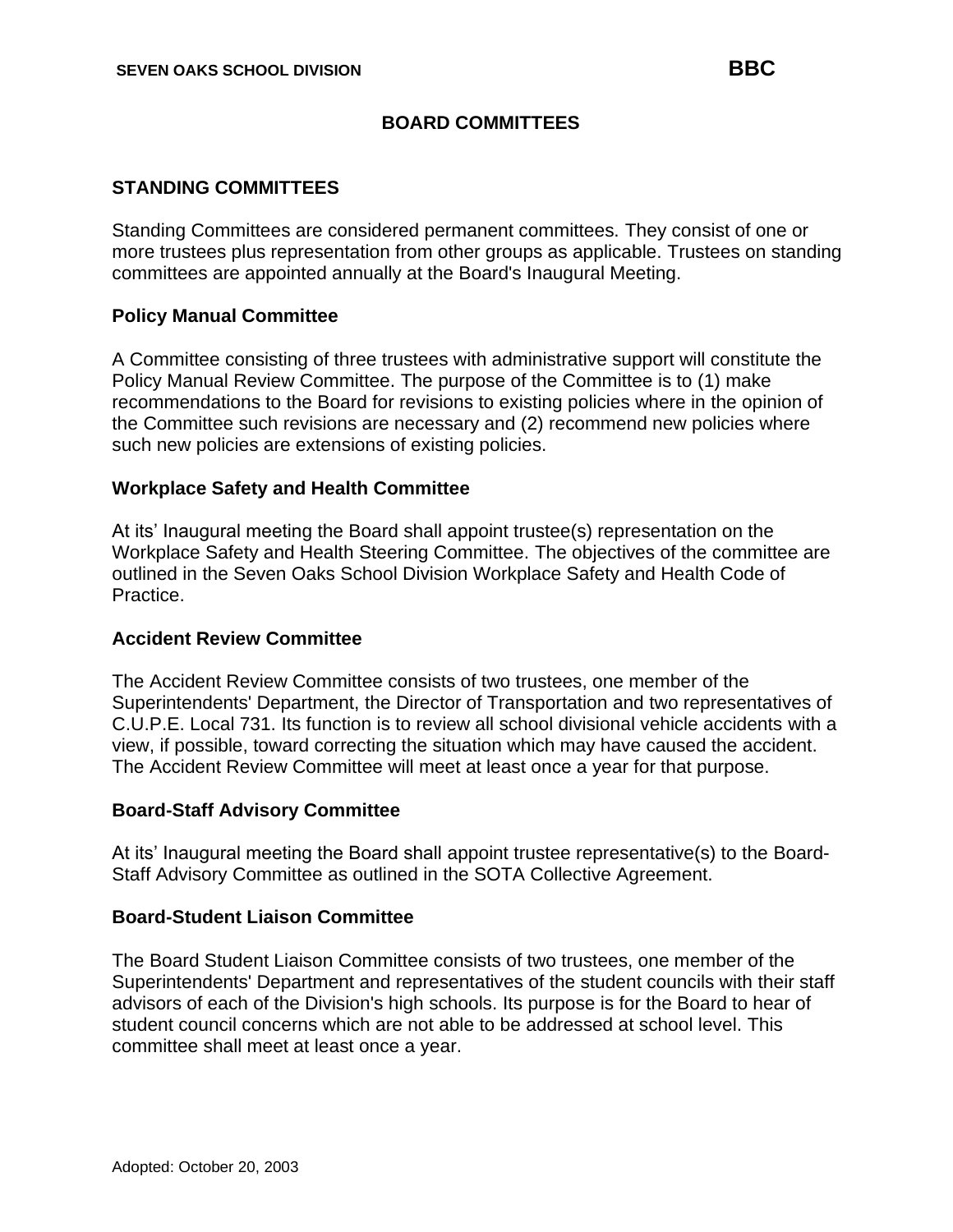SEVEN OAKS SCHOOL DIVISION **BBC**

# BOARD COMMITTEES

## STANDING COMMITTEES

Standing Committees are considered permanent committees. They consist of one or more trustees plus representation from other groups as applicable. Trustees on standing committees are appointed annually at the Board's Inaugural Meeting.

### Policy Manual Committee

A Committee consisting of three trustees with administrative support will constitute the Policy Manual Review Committee. The purpose of the Committee is to (1) make recommendations to the Board for revisions to existing policies where in the opinion of the Committee such revisions are necessary and (2) recommend new policies where such new policies are extensions of existing policies.

### Workplace Safety and Health Committee

At its' Inaugural meeting the Board shall appoint trustee(s) representation on the Workplace Safety and Health Steering Committee. The objectives of the committee are outlined in the Seven Oaks School Division Workplace Safety and Health Code of Practice.

### Accident Review Committee

The Accident Review Committee consists of two trustees, one member of the Superintendents' Department, the Director of Transportation and two representatives of C.U.P.E. Local 731. Its function is to review all school divisional vehicle accidents with a view, if possible, toward correcting the situation which may have caused the accident. The Accident Review Committee will meet at least once a year for that purpose.

### Board-Staff Advisory Committee

At its' Inaugural meeting the Board shall appoint trustee representative(s) to the Board-Staff Advisory Committee as outlined in the SOTA Collective Agreement.

### Board-Student Liaison Committee

The Board Student Liaison Committee consists of two trustees, one member of the Superintendents' Department and representatives of the student councils with their staff advisors of each of the Division's high schools. Its purpose is for the Board to hear of student council concerns which are not able to be addressed at school level. This committee shall meet at least once a year.

Adopted: October 20, 2003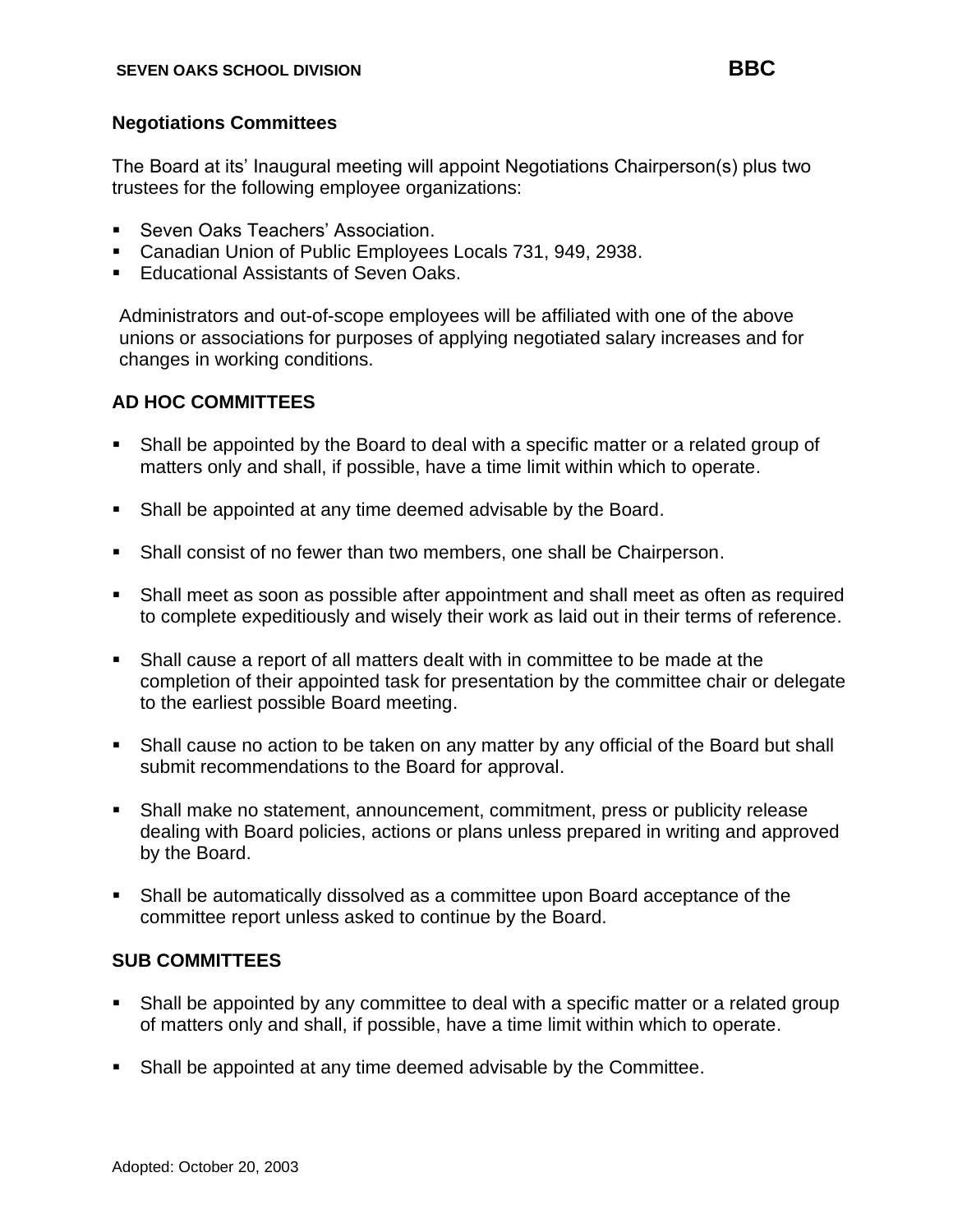### Negotiations Committees

The Board at its' Inaugural meeting will appoint Negotiations Chairperson(s) plus two trustees for the following employee organizations:

- Seven Oaks Teachers' Association.
- Canadian Union of Public Employees Locals 731, 949, 2938.
- Educational Assistants of Seven Oaks.

Administrators and out-of-scope employees will be affiliated with one of the above unions or associations for purposes of applying negotiated salary increases and for changes in working conditions.

### AD HOC COMMITTEES

- Shall be appointed by the Board to deal with a specific matter or a related group of matters only and shall, if possible, have a time limit within which to operate.
- Shall be appointed at any time deemed advisable by the Board.
- Shall consist of no fewer than two members, one shall be Chairperson.
- Shall meet as soon as possible after appointment and shall meet as often as required to complete expeditiously and wisely their work as laid out in their terms of reference.
- Shall cause a report of all matters dealt with in committee to be made at the completion of their appointed task for presentation by the committee chair or delegate to the earliest possible Board meeting.
- Shall cause no action to be taken on any matter by any official of the Board but shall submit recommendations to the Board for approval.
- Shall make no statement, announcement, commitment, press or publicity release dealing with Board policies, actions or plans unless prepared in writing and approved by the Board.
- Shall be automatically dissolved as a committee upon Board acceptance of the committee report unless asked to continue by the Board.

### SUB COMMITTEES

- Shall be appointed by any committee to deal with a specific matter or a related group of matters only and shall, if possible, have a time limit within which to operate.
- Shall be appointed at any time deemed advisable by the Committee.

Adopted: October 20, 2003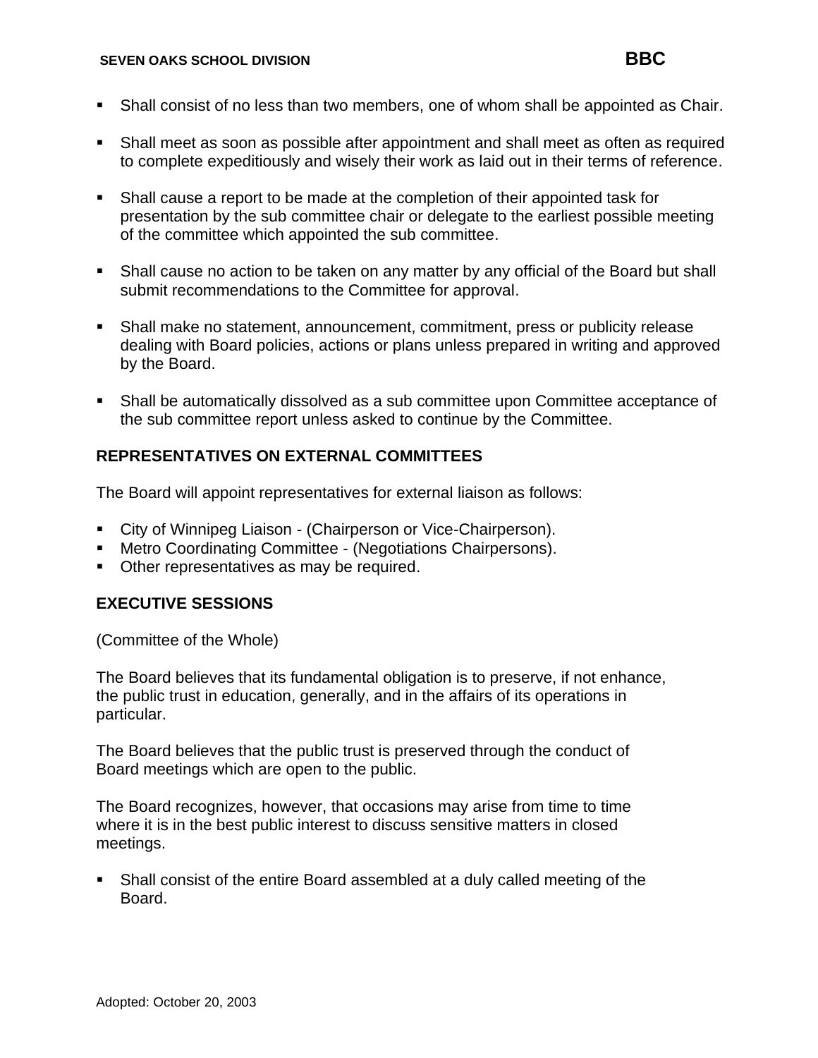- Shall consist of no less than two members, one of whom shall be appointed as Chair.
- Shall meet as soon as possible after appointment and shall meet as often as required to complete expeditiously and wisely their work as laid out in their terms of reference.
- Shall cause a report to be made at the completion of their appointed task for presentation by the sub committee chair or delegate to the earliest possible meeting of the committee which appointed the sub committee.
- Shall cause no action to be taken on any matter by any official of the Board but shall submit recommendations to the Committee for approval.
- Shall make no statement, announcement, commitment, press or publicity release dealing with Board policies, actions or plans unless prepared in writing and approved by the Board.
- Shall be automatically dissolved as a sub committee upon Committee acceptance of the sub committee report unless asked to continue by the Committee.

## REPRESENTATIVES ON EXTERNAL COMMITTEES

The Board will appoint representatives for external liaison as follows:

- City of Winnipeg Liaison - (Chairperson or Vice-Chairperson).
- Metro Coordinating Committee - (Negotiations Chairpersons).
- Other representatives as may be required.

## EXECUTIVE SESSIONS

(Committee of the Whole)

The Board believes that its fundamental obligation is to preserve, if not enhance, the public trust in education, generally, and in the affairs of its operations in particular.

The Board believes that the public trust is preserved through the conduct of Board meetings which are open to the public.

The Board recognizes, however, that occasions may arise from time to time where it is in the best public interest to discuss sensitive matters in closed meetings.

- Shall consist of the entire Board assembled at a duly called meeting of the Board.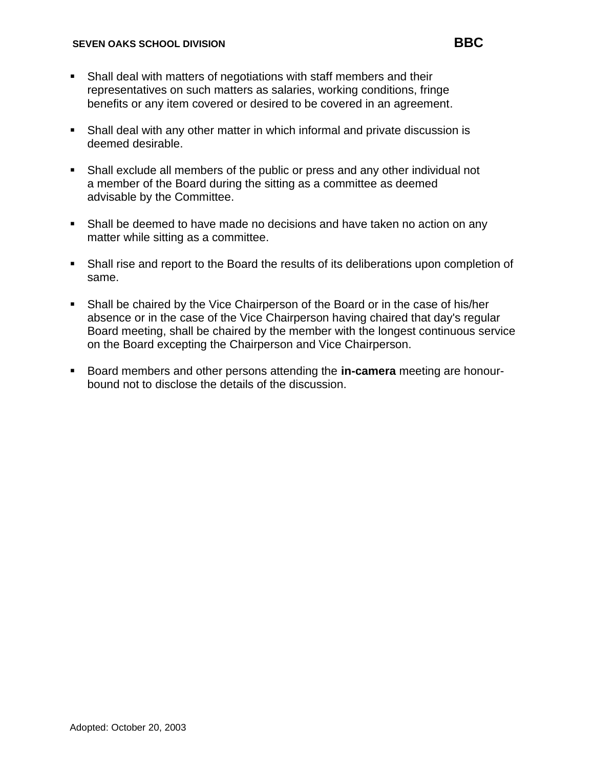- Shall deal with matters of negotiations with staff members and their representatives on such matters as salaries, working conditions, fringe benefits or any item covered or desired to be covered in an agreement.

- Shall deal with any other matter in which informal and private discussion is deemed desirable.

- Shall exclude all members of the public or press and any other individual not a member of the Board during the sitting as a committee as deemed advisable by the Committee.

- Shall be deemed to have made no decisions and have taken no action on any matter while sitting as a committee.

- Shall rise and report to the Board the results of its deliberations upon completion of same.

- Shall be chaired by the Vice Chairperson of the Board or in the case of his/her absence or in the case of the Vice Chairperson having chaired that day's regular Board meeting, shall be chaired by the member with the longest continuous service on the Board excepting the Chairperson and Vice Chairperson.

- Board members and other persons attending the **in-camera** meeting are honour-bound not to disclose the details of the discussion.

Adopted: October 20, 2003